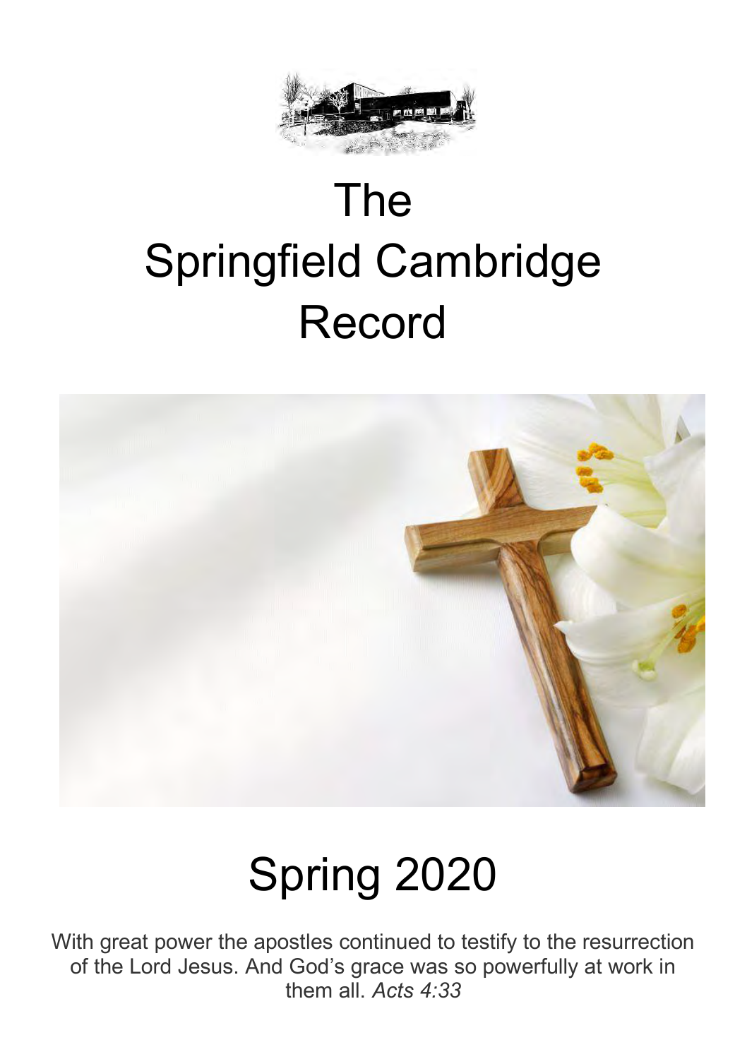# The Springfield Cambridge Record

# Spring 2020

With great power the apostles continued to testify to the resurrection of the Lord Jesus. And God's grace was so powerfully at work in them all. *Acts 4:33*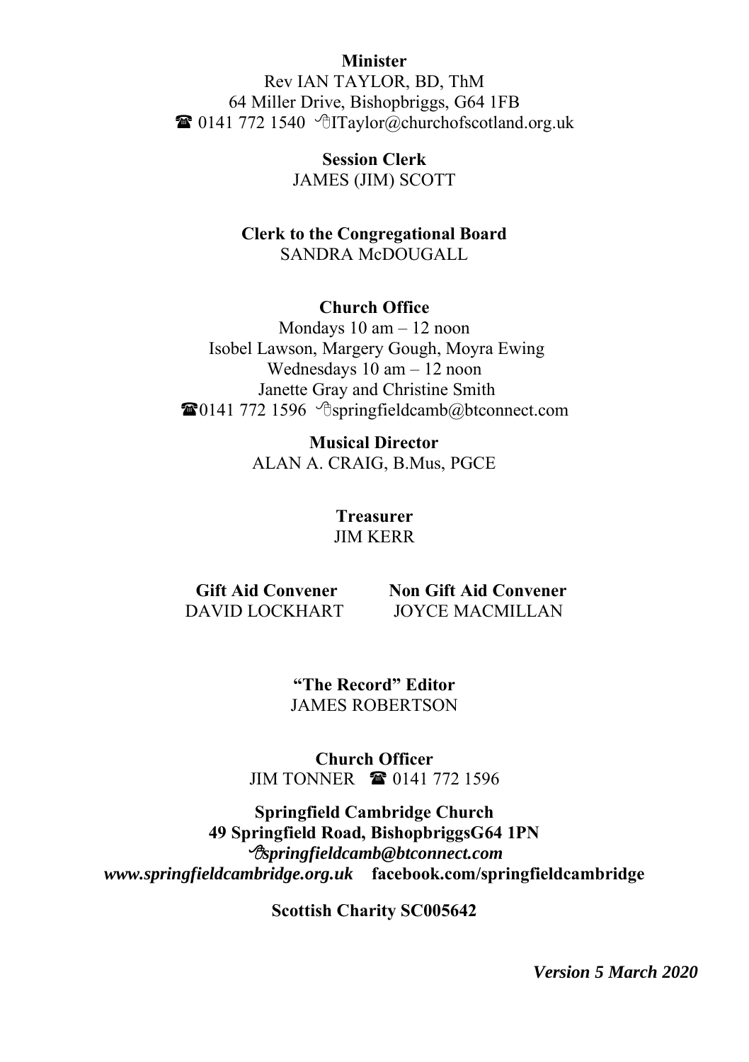**Minister**
Rev IAN TAYLOR, BD, ThM
64 Miller Drive, Bishopbriggs, G64 1FB
☎ 0141 772 1540 ITaylor@churchofscotland.org.uk

**Session Clerk**
JAMES (JIM) SCOTT

**Clerk to the Congregational Board**
SANDRA McDOUGALL

**Church Office**
Mondays 10 am – 12 noon
Isobel Lawson, Margery Gough, Moyra Ewing
Wednesdays 10 am – 12 noon
Janette Gray and Christine Smith
☎0141 772 1596 springfieldcamb@btconnect.com

**Musical Director**
ALAN A. CRAIG, B.Mus, PGCE

**Treasurer**
JIM KERR

**Gift Aid Convener**
DAVID LOCKHART

**Non Gift Aid Convener**
JOYCE MACMILLAN

**"The Record" Editor**
JAMES ROBERTSON

**Church Officer**
JIM TONNER ☎ 0141 772 1596

**Springfield Cambridge Church**
**49 Springfield Road, BishopbriggsG64 1PN**
***springfieldcamb@btconnect.com***
***www.springfieldcambridge.org.uk*** **facebook.com/springfieldcambridge**

**Scottish Charity SC005642**

***Version 5 March 2020***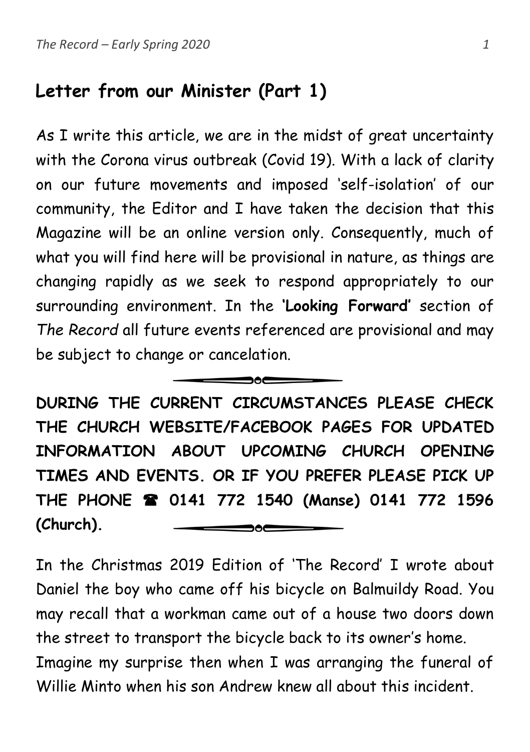## Letter from our Minister (Part 1)

As I write this article, we are in the midst of great uncertainty with the Corona virus outbreak (Covid 19). With a lack of clarity on our future movements and imposed 'self-isolation' of our community, the Editor and I have taken the decision that this Magazine will be an online version only. Consequently, much of what you will find here will be provisional in nature, as things are changing rapidly as we seek to respond appropriately to our surrounding environment. In the **'Looking Forward'** section of *The Record* all future events referenced are provisional and may be subject to change or cancelation.

**DURING THE CURRENT CIRCUMSTANCES PLEASE CHECK THE CHURCH WEBSITE/FACEBOOK PAGES FOR UPDATED INFORMATION ABOUT UPCOMING CHURCH OPENING TIMES AND EVENTS. OR IF YOU PREFER PLEASE PICK UP THE PHONE ☎ 0141 772 1540 (Manse) 0141 772 1596 (Church).**

In the Christmas 2019 Edition of 'The Record' I wrote about Daniel the boy who came off his bicycle on Balmuildy Road. You may recall that a workman came out of a house two doors down the street to transport the bicycle back to its owner's home.

Imagine my surprise then when I was arranging the funeral of Willie Minto when his son Andrew knew all about this incident.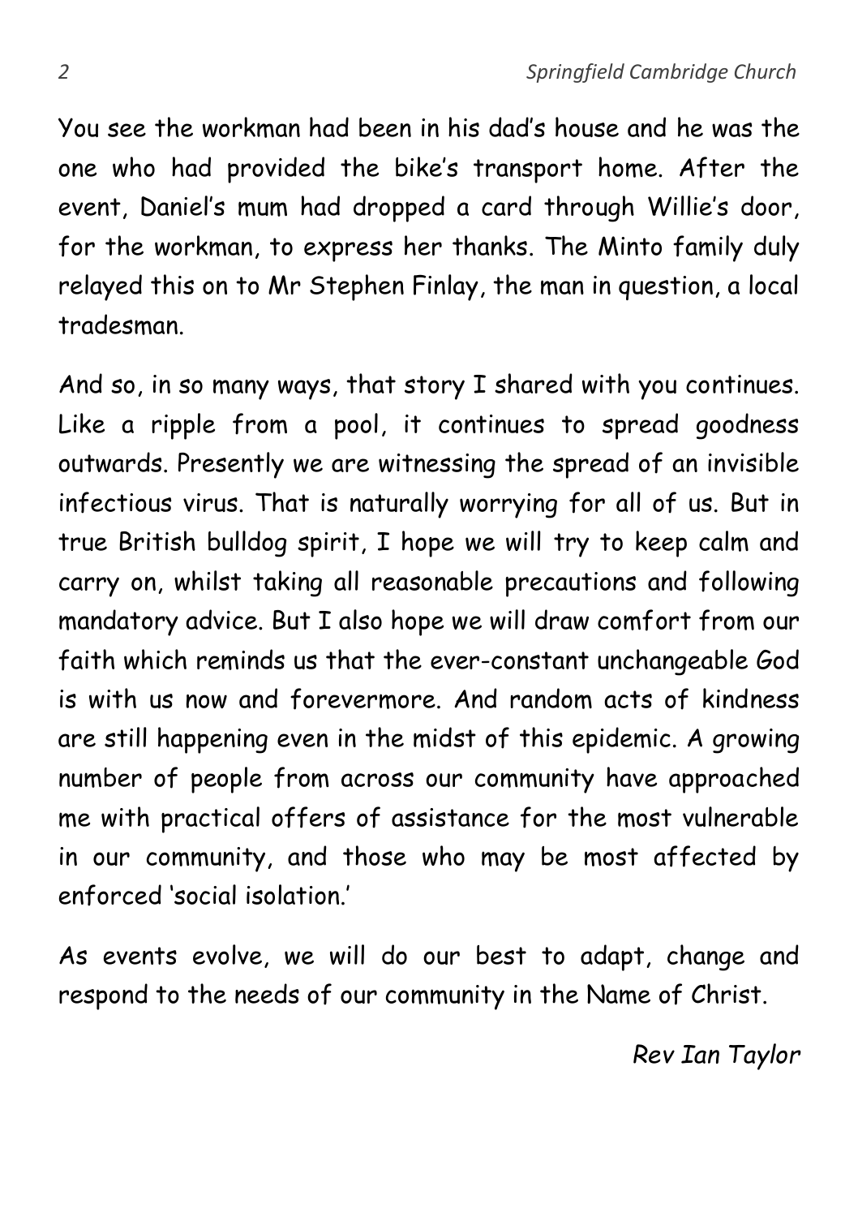You see the workman had been in his dad's house and he was the one who had provided the bike's transport home. After the event, Daniel's mum had dropped a card through Willie's door, for the workman, to express her thanks. The Minto family duly relayed this on to Mr Stephen Finlay, the man in question, a local tradesman.

And so, in so many ways, that story I shared with you continues. Like a ripple from a pool, it continues to spread goodness outwards. Presently we are witnessing the spread of an invisible infectious virus. That is naturally worrying for all of us. But in true British bulldog spirit, I hope we will try to keep calm and carry on, whilst taking all reasonable precautions and following mandatory advice. But I also hope we will draw comfort from our faith which reminds us that the ever-constant unchangeable God is with us now and forevermore. And random acts of kindness are still happening even in the midst of this epidemic. A growing number of people from across our community have approached me with practical offers of assistance for the most vulnerable in our community, and those who may be most affected by enforced 'social isolation.'

As events evolve, we will do our best to adapt, change and respond to the needs of our community in the Name of Christ.

*Rev Ian Taylor*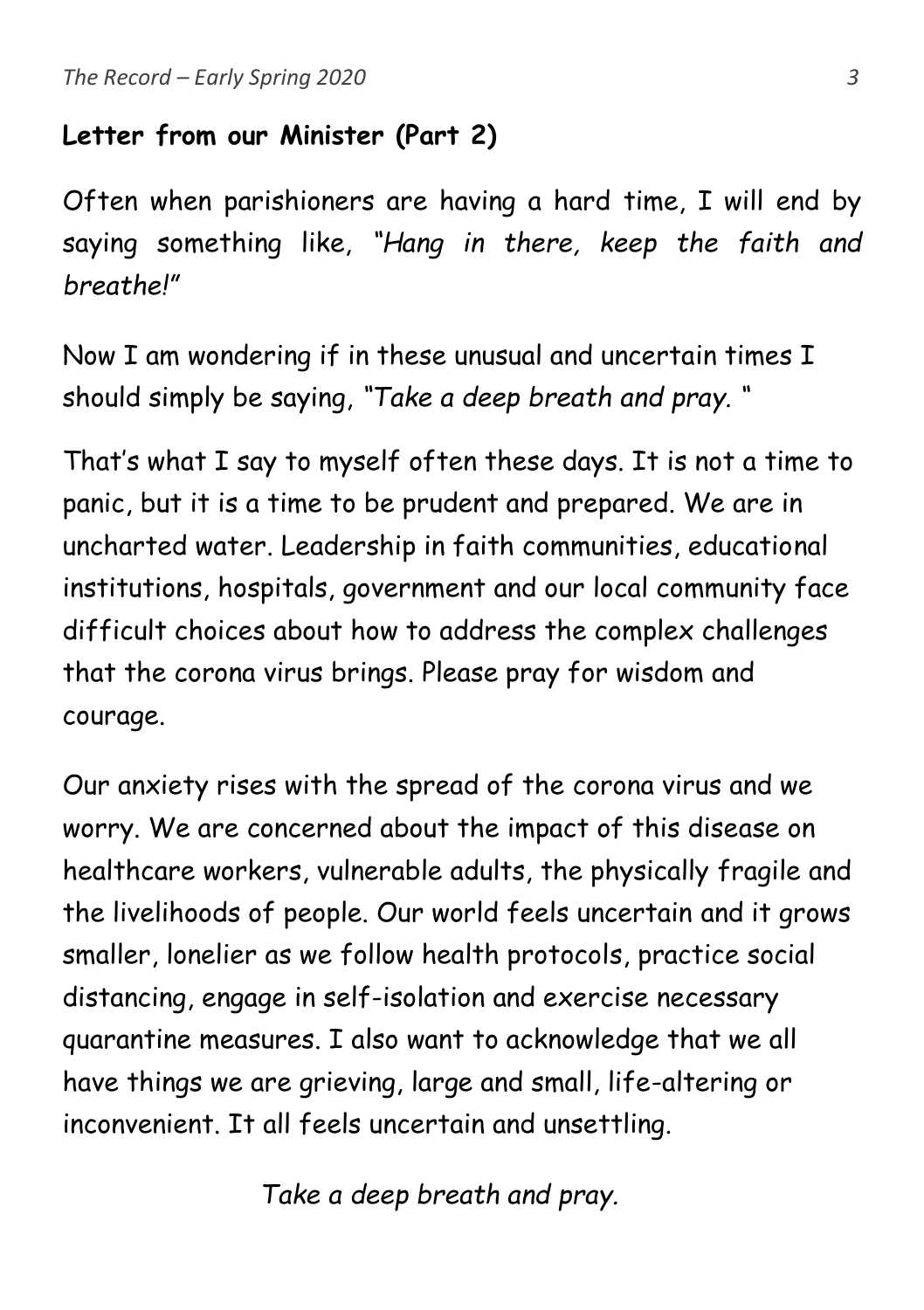## **Letter from our Minister (Part 2)**

Often when parishioners are having a hard time, I will end by saying something like, *"Hang in there, keep the faith and breathe!"*

Now I am wondering if in these unusual and uncertain times I should simply be saying, *"Take a deep breath and pray.* "

That's what I say to myself often these days. It is not a time to panic, but it is a time to be prudent and prepared. We are in uncharted water. Leadership in faith communities, educational institutions, hospitals, government and our local community face difficult choices about how to address the complex challenges that the corona virus brings. Please pray for wisdom and courage.

Our anxiety rises with the spread of the corona virus and we worry. We are concerned about the impact of this disease on healthcare workers, vulnerable adults, the physically fragile and the livelihoods of people. Our world feels uncertain and it grows smaller, lonelier as we follow health protocols, practice social distancing, engage in self-isolation and exercise necessary quarantine measures. I also want to acknowledge that we all have things we are grieving, large and small, life-altering or inconvenient. It all feels uncertain and unsettling.

*Take a deep breath and pray.*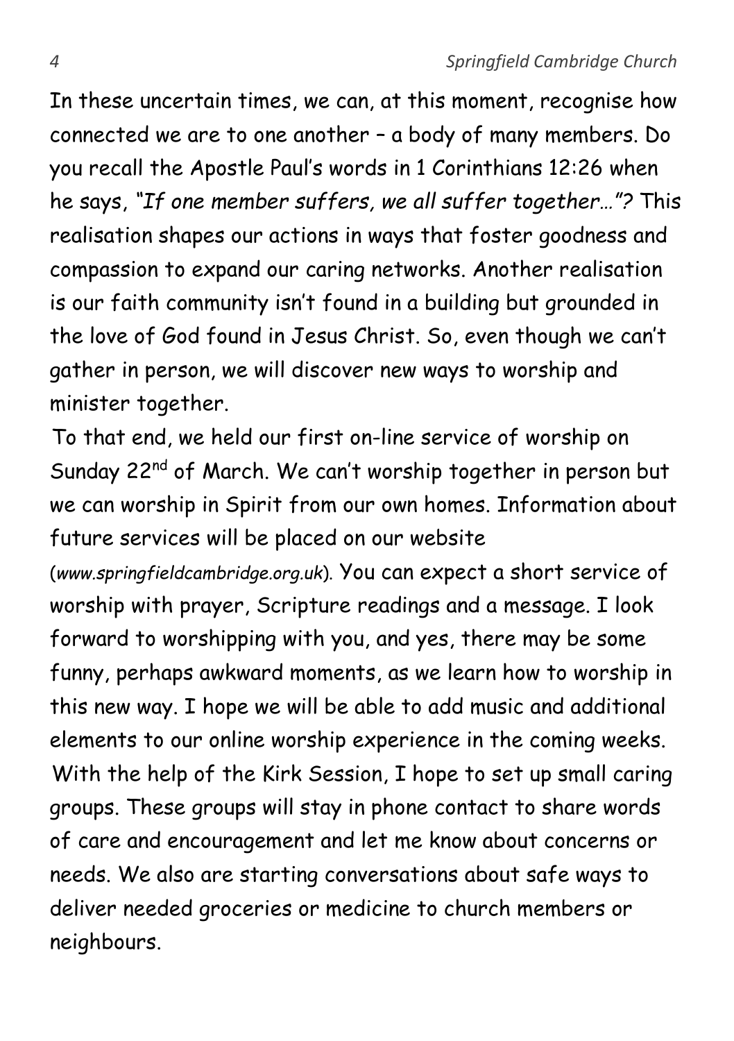In these uncertain times, we can, at this moment, recognise how connected we are to one another – a body of many members. Do you recall the Apostle Paul's words in 1 Corinthians 12:26 when he says, *"If one member suffers, we all suffer together…"?* This realisation shapes our actions in ways that foster goodness and compassion to expand our caring networks. Another realisation is our faith community isn't found in a building but grounded in the love of God found in Jesus Christ. So, even though we can't gather in person, we will discover new ways to worship and minister together.

To that end, we held our first on-line service of worship on Sunday 22nd of March. We can't worship together in person but we can worship in Spirit from our own homes. Information about future services will be placed on our website (*www.springfieldcambridge.org.uk*). You can expect a short service of worship with prayer, Scripture readings and a message. I look forward to worshipping with you, and yes, there may be some funny, perhaps awkward moments, as we learn how to worship in this new way. I hope we will be able to add music and additional elements to our online worship experience in the coming weeks.

With the help of the Kirk Session, I hope to set up small caring groups. These groups will stay in phone contact to share words of care and encouragement and let me know about concerns or needs. We also are starting conversations about safe ways to deliver needed groceries or medicine to church members or neighbours.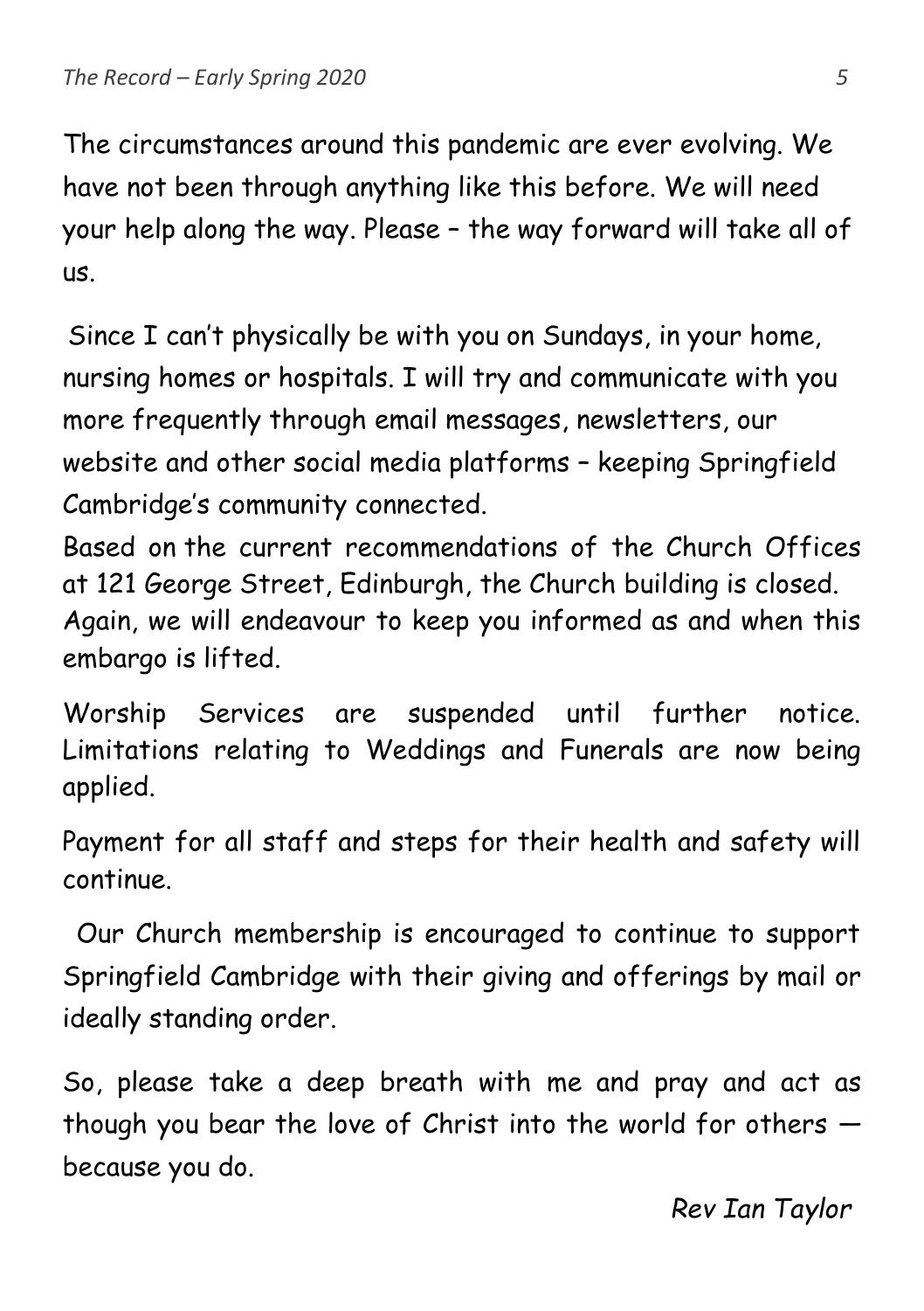The circumstances around this pandemic are ever evolving. We have not been through anything like this before. We will need your help along the way. Please – the way forward will take all of us.

Since I can't physically be with you on Sundays, in your home, nursing homes or hospitals. I will try and communicate with you more frequently through email messages, newsletters, our website and other social media platforms – keeping Springfield Cambridge's community connected.

Based on the current recommendations of the Church Offices at 121 George Street, Edinburgh, the Church building is closed. Again, we will endeavour to keep you informed as and when this embargo is lifted.

Worship Services are suspended until further notice. Limitations relating to Weddings and Funerals are now being applied.

Payment for all staff and steps for their health and safety will continue.

Our Church membership is encouraged to continue to support Springfield Cambridge with their giving and offerings by mail or ideally standing order.

So, please take a deep breath with me and pray and act as though you bear the love of Christ into the world for others — because you do.

*Rev Ian Taylor*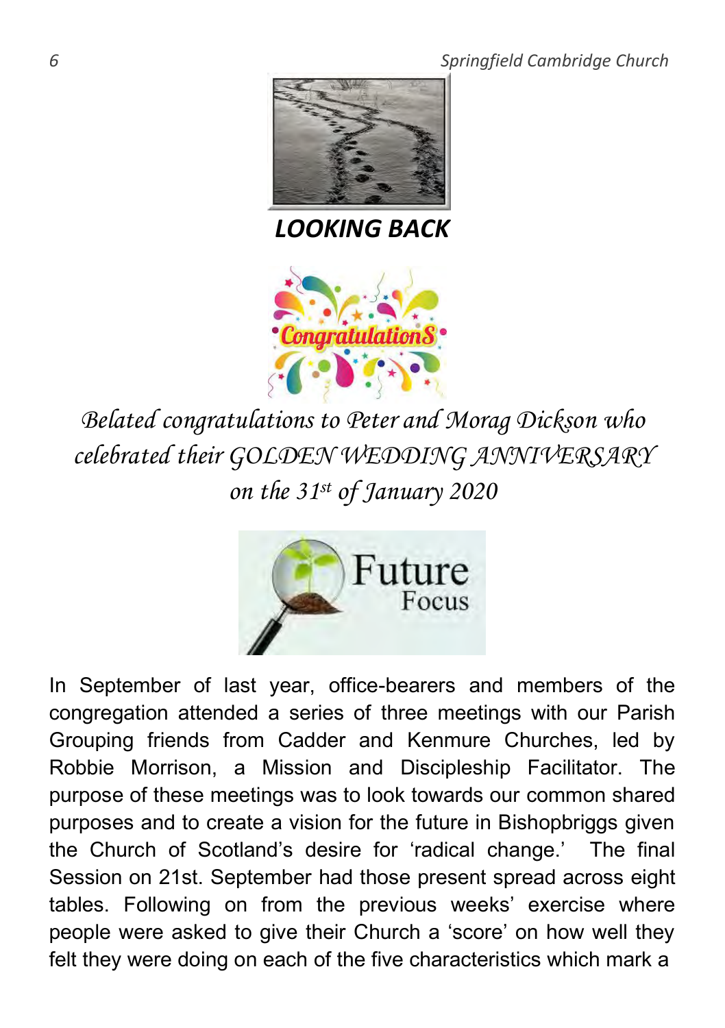## *LOOKING BACK*

*Belated congratulations to Peter and Morag Dickson who celebrated their GOLDEN WEDDING ANNIVERSARY on the 31st of January 2020*

In September of last year, office-bearers and members of the congregation attended a series of three meetings with our Parish Grouping friends from Cadder and Kenmure Churches, led by Robbie Morrison, a Mission and Discipleship Facilitator. The purpose of these meetings was to look towards our common shared purposes and to create a vision for the future in Bishopbriggs given the Church of Scotland's desire for 'radical change.' The final Session on 21st. September had those present spread across eight tables. Following on from the previous weeks' exercise where people were asked to give their Church a 'score' on how well they felt they were doing on each of the five characteristics which mark a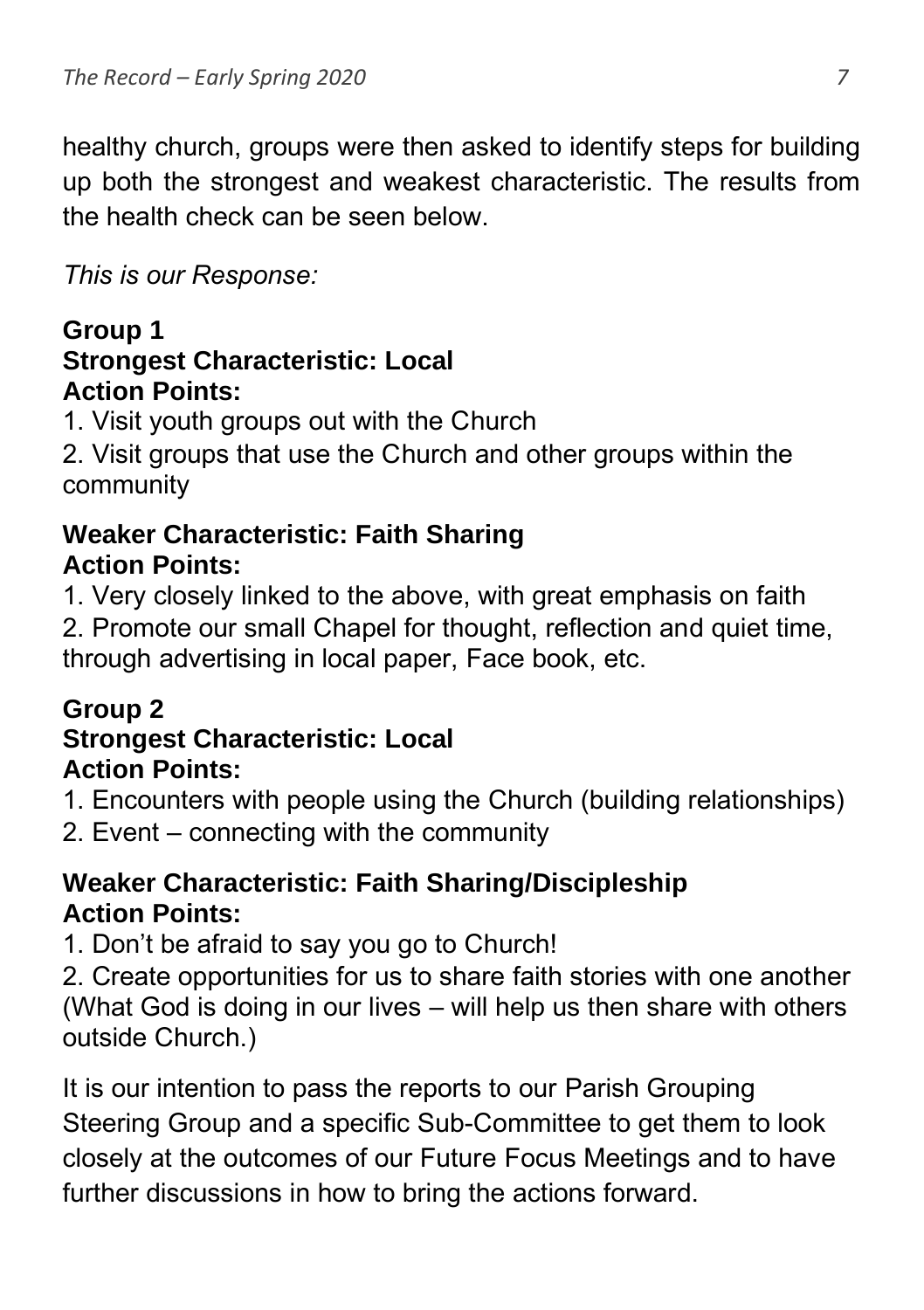healthy church, groups were then asked to identify steps for building up both the strongest and weakest characteristic. The results from the health check can be seen below.

*This is our Response:*

**Group 1**
**Strongest Characteristic: Local**
**Action Points:**

1. Visit youth groups out with the Church
2. Visit groups that use the Church and other groups within the community

**Weaker Characteristic: Faith Sharing**
**Action Points:**

1. Very closely linked to the above, with great emphasis on faith
2. Promote our small Chapel for thought, reflection and quiet time, through advertising in local paper, Face book, etc.

**Group 2**
**Strongest Characteristic: Local**
**Action Points:**

1. Encounters with people using the Church (building relationships)
2. Event – connecting with the community

**Weaker Characteristic: Faith Sharing/Discipleship**
**Action Points:**

1. Don't be afraid to say you go to Church!
2. Create opportunities for us to share faith stories with one another (What God is doing in our lives – will help us then share with others outside Church.)

It is our intention to pass the reports to our Parish Grouping Steering Group and a specific Sub-Committee to get them to look closely at the outcomes of our Future Focus Meetings and to have further discussions in how to bring the actions forward.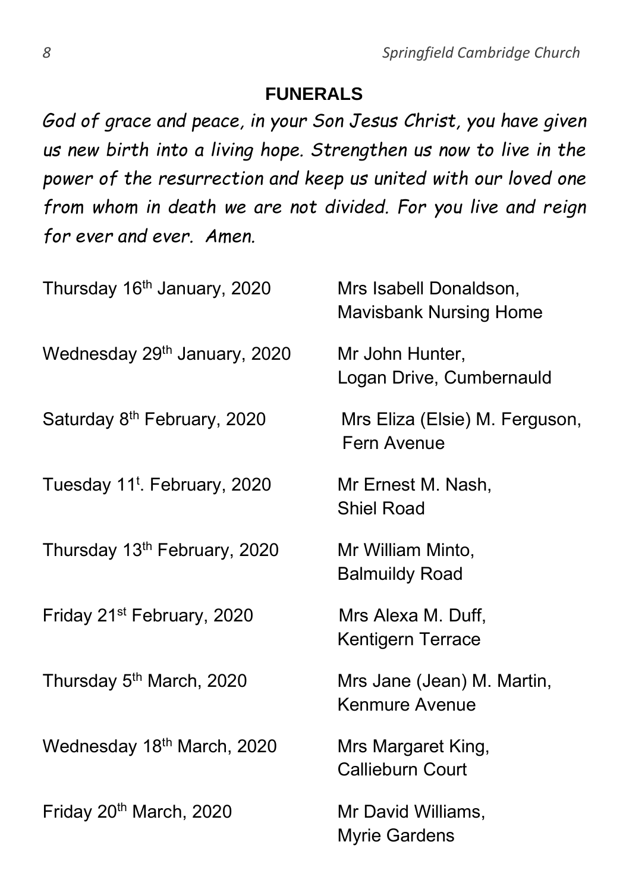## FUNERALS

*God of grace and peace, in your Son Jesus Christ, you have given us new birth into a living hope. Strengthen us now to live in the power of the resurrection and keep us united with our loved one from whom in death we are not divided. For you live and reign for ever and ever. Amen.*

| | |
|---|---|
| Thursday 16th January, 2020 | Mrs Isabell Donaldson, Mavisbank Nursing Home |
| Wednesday 29th January, 2020 | Mr John Hunter, Logan Drive, Cumbernauld |
| Saturday 8th February, 2020 | Mrs Eliza (Elsie) M. Ferguson, Fern Avenue |
| Tuesday 11t. February, 2020 | Mr Ernest M. Nash, Shiel Road |
| Thursday 13th February, 2020 | Mr William Minto, Balmuildy Road |
| Friday 21st February, 2020 | Mrs Alexa M. Duff, Kentigern Terrace |
| Thursday 5th March, 2020 | Mrs Jane (Jean) M. Martin, Kenmure Avenue |
| Wednesday 18th March, 2020 | Mrs Margaret King, Callieburn Court |
| Friday 20th March, 2020 | Mr David Williams, Myrie Gardens |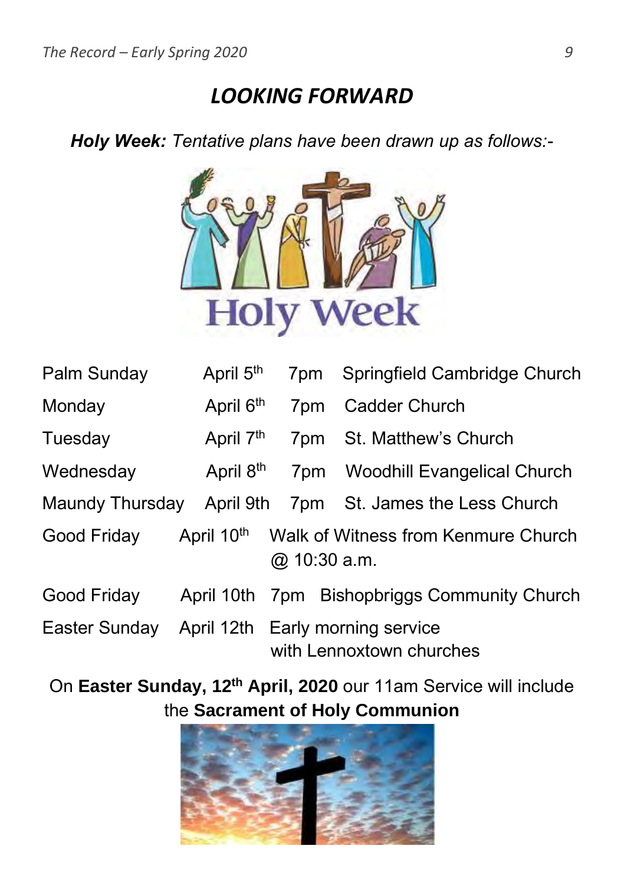## *LOOKING FORWARD*

***Holy Week:*** *Tentative plans have been drawn up as follows:-*

| | | | |
|---|---|---|---|
| Palm Sunday | April 5th | 7pm | Springfield Cambridge Church |
| Monday | April 6th | 7pm | Cadder Church |
| Tuesday | April 7th | 7pm | St. Matthew's Church |
| Wednesday | April 8th | 7pm | Woodhill Evangelical Church |
| Maundy Thursday | April 9th | 7pm | St. James the Less Church |
| Good Friday | April 10th | | Walk of Witness from Kenmure Church @ 10:30 a.m. |
| Good Friday | April 10th | 7pm | Bishopbriggs Community Church |
| Easter Sunday | April 12th | | Early morning service with Lennoxtown churches |

On **Easter Sunday, 12th April, 2020** our 11am Service will include the **Sacrament of Holy Communion**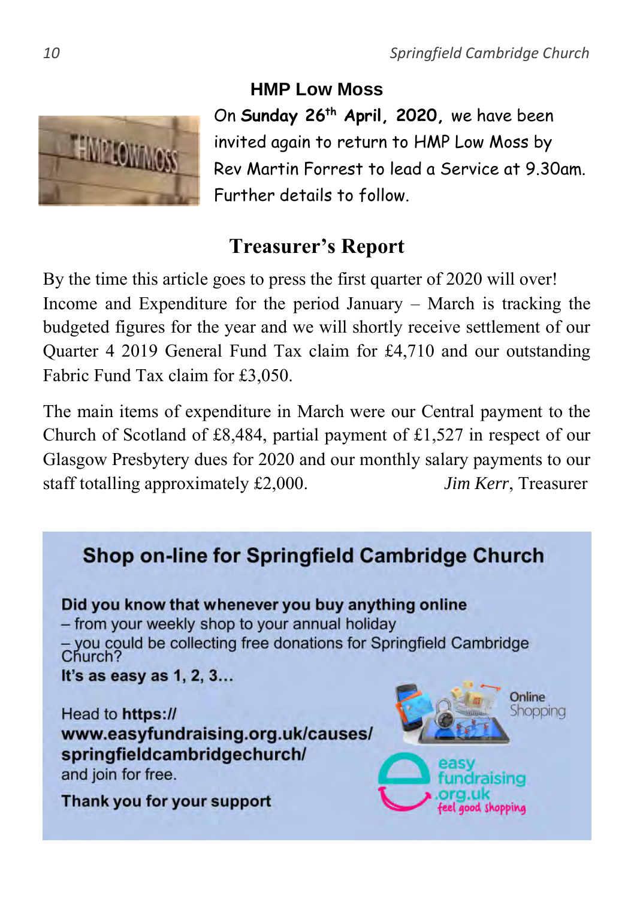## HMP Low Moss

On **Sunday 26th April, 2020,** we have been invited again to return to HMP Low Moss by Rev Martin Forrest to lead a Service at 9.30am. Further details to follow.

## Treasurer's Report

By the time this article goes to press the first quarter of 2020 will over! Income and Expenditure for the period January – March is tracking the budgeted figures for the year and we will shortly receive settlement of our Quarter 4 2019 General Fund Tax claim for £4,710 and our outstanding Fabric Fund Tax claim for £3,050.

The main items of expenditure in March were our Central payment to the Church of Scotland of £8,484, partial payment of £1,527 in respect of our Glasgow Presbytery dues for 2020 and our monthly salary payments to our staff totalling approximately £2,000.

*Jim Kerr*, Treasurer

## Shop on-line for Springfield Cambridge Church

**Did you know that whenever you buy anything online**
– from your weekly shop to your annual holiday
– you could be collecting free donations for Springfield Cambridge Church?

**It's as easy as 1, 2, 3...**

Head to **https://www.easyfundraising.org.uk/causes/springfieldcambridgechurch/** and join for free.

**Thank you for your support**

Online Shopping

easy fundraising .org.uk feel good shopping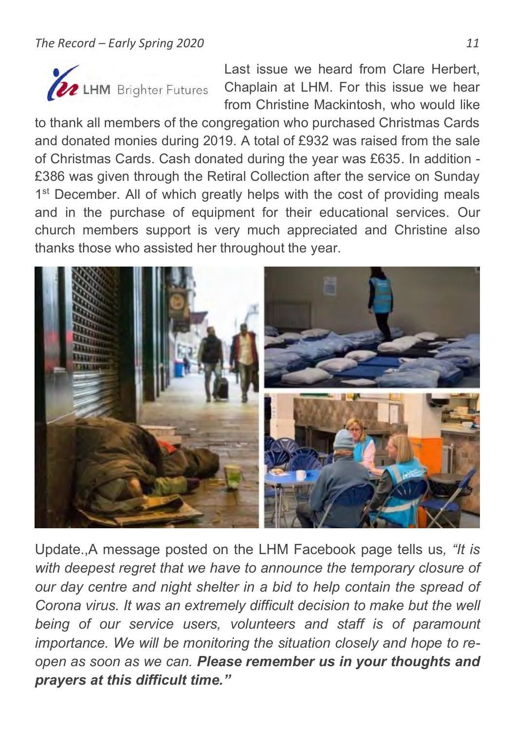LHM Brighter Futures

Last issue we heard from Clare Herbert, Chaplain at LHM. For this issue we hear from Christine Mackintosh, who would like to thank all members of the congregation who purchased Christmas Cards and donated monies during 2019. A total of £932 was raised from the sale of Christmas Cards. Cash donated during the year was £635. In addition - £386 was given through the Retiral Collection after the service on Sunday 1st December. All of which greatly helps with the cost of providing meals and in the purchase of equipment for their educational services. Our church members support is very much appreciated and Christine also thanks those who assisted her throughout the year.

Update.,A message posted on the LHM Facebook page tells us*, "It is with deepest regret that we have to announce the temporary closure of our day centre and night shelter in a bid to help contain the spread of Corona virus. It was an extremely difficult decision to make but the well being of our service users, volunteers and staff is of paramount importance. We will be monitoring the situation closely and hope to re-open as soon as we can.* ***Please remember us in your thoughts and prayers at this difficult time."***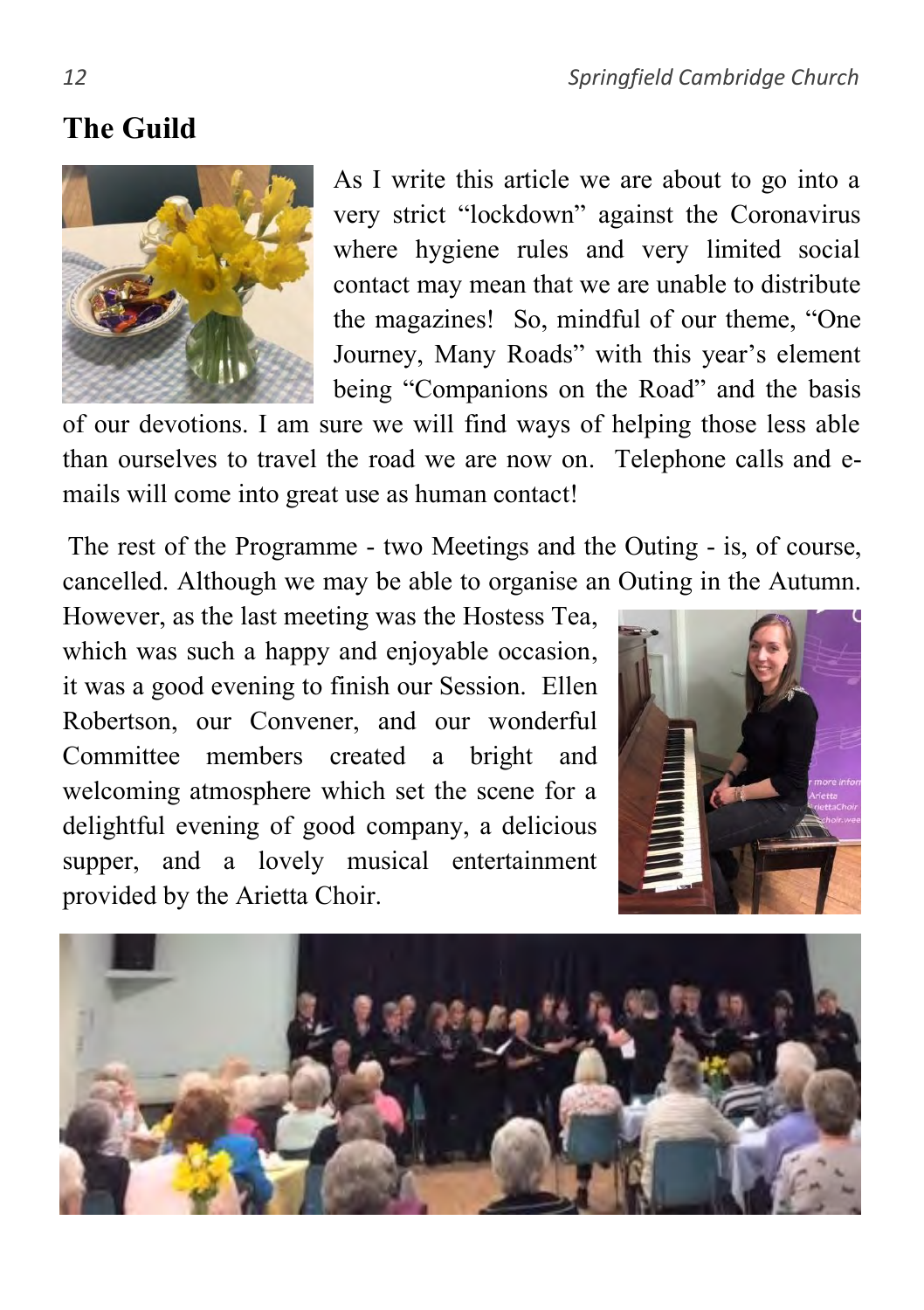## The Guild

As I write this article we are about to go into a very strict "lockdown" against the Coronavirus where hygiene rules and very limited social contact may mean that we are unable to distribute the magazines! So, mindful of our theme, "One Journey, Many Roads" with this year's element being "Companions on the Road" and the basis of our devotions. I am sure we will find ways of helping those less able than ourselves to travel the road we are now on. Telephone calls and e-mails will come into great use as human contact!

The rest of the Programme - two Meetings and the Outing - is, of course, cancelled. Although we may be able to organise an Outing in the Autumn. However, as the last meeting was the Hostess Tea, which was such a happy and enjoyable occasion, it was a good evening to finish our Session. Ellen Robertson, our Convener, and our wonderful Committee members created a bright and welcoming atmosphere which set the scene for a delightful evening of good company, a delicious supper, and a lovely musical entertainment provided by the Arietta Choir.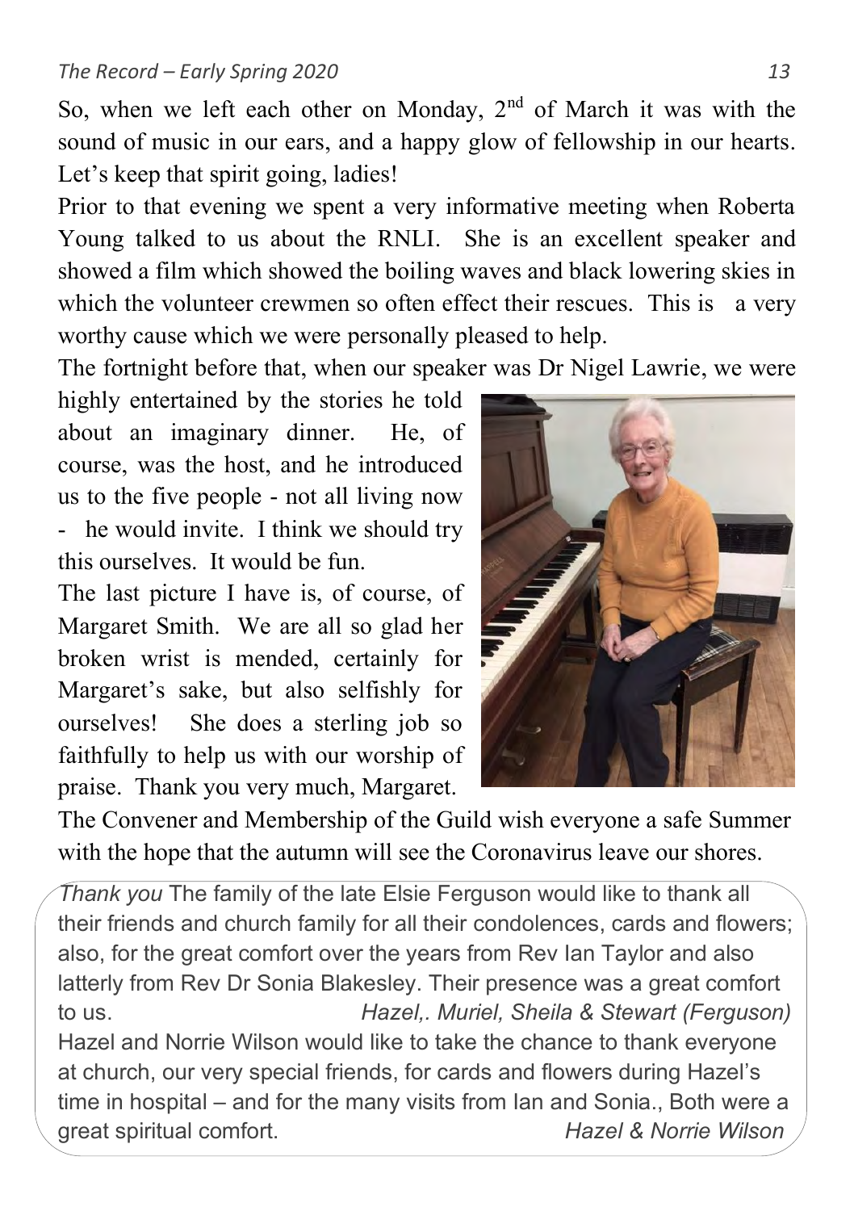So, when we left each other on Monday, 2nd of March it was with the sound of music in our ears, and a happy glow of fellowship in our hearts. Let's keep that spirit going, ladies!

Prior to that evening we spent a very informative meeting when Roberta Young talked to us about the RNLI. She is an excellent speaker and showed a film which showed the boiling waves and black lowering skies in which the volunteer crewmen so often effect their rescues. This is a very worthy cause which we were personally pleased to help.

The fortnight before that, when our speaker was Dr Nigel Lawrie, we were highly entertained by the stories he told about an imaginary dinner. He, of course, was the host, and he introduced us to the five people - not all living now - he would invite. I think we should try this ourselves. It would be fun.

The last picture I have is, of course, of Margaret Smith. We are all so glad her broken wrist is mended, certainly for Margaret's sake, but also selfishly for ourselves! She does a sterling job so faithfully to help us with our worship of praise. Thank you very much, Margaret.

The Convener and Membership of the Guild wish everyone a safe Summer with the hope that the autumn will see the Coronavirus leave our shores.

*Thank you* The family of the late Elsie Ferguson would like to thank all their friends and church family for all their condolences, cards and flowers; also, for the great comfort over the years from Rev Ian Taylor and also latterly from Rev Dr Sonia Blakesley. Their presence was a great comfort to us. *Hazel,. Muriel, Sheila & Stewart (Ferguson)*

Hazel and Norrie Wilson would like to take the chance to thank everyone at church, our very special friends, for cards and flowers during Hazel's time in hospital – and for the many visits from Ian and Sonia., Both were a great spiritual comfort. *Hazel & Norrie Wilson*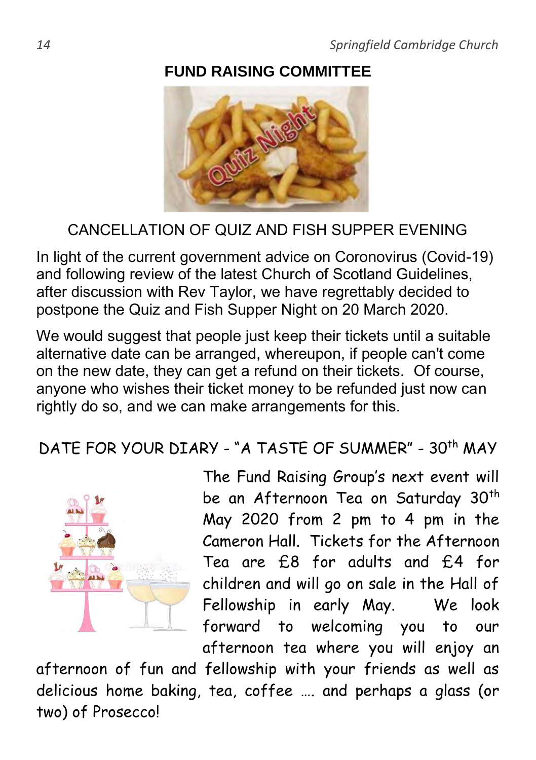## FUND RAISING COMMITTEE

CANCELLATION OF QUIZ AND FISH SUPPER EVENING

In light of the current government advice on Coronovirus (Covid-19) and following review of the latest Church of Scotland Guidelines, after discussion with Rev Taylor, we have regrettably decided to postpone the Quiz and Fish Supper Night on 20 March 2020.

We would suggest that people just keep their tickets until a suitable alternative date can be arranged, whereupon, if people can't come on the new date, they can get a refund on their tickets. Of course, anyone who wishes their ticket money to be refunded just now can rightly do so, and we can make arrangements for this.

DATE FOR YOUR DIARY - "A TASTE OF SUMMER" - 30th MAY

The Fund Raising Group's next event will be an Afternoon Tea on Saturday 30th May 2020 from 2 pm to 4 pm in the Cameron Hall. Tickets for the Afternoon Tea are £8 for adults and £4 for children and will go on sale in the Hall of Fellowship in early May. We look forward to welcoming you to our afternoon tea where you will enjoy an afternoon of fun and fellowship with your friends as well as delicious home baking, tea, coffee …. and perhaps a glass (or two) of Prosecco!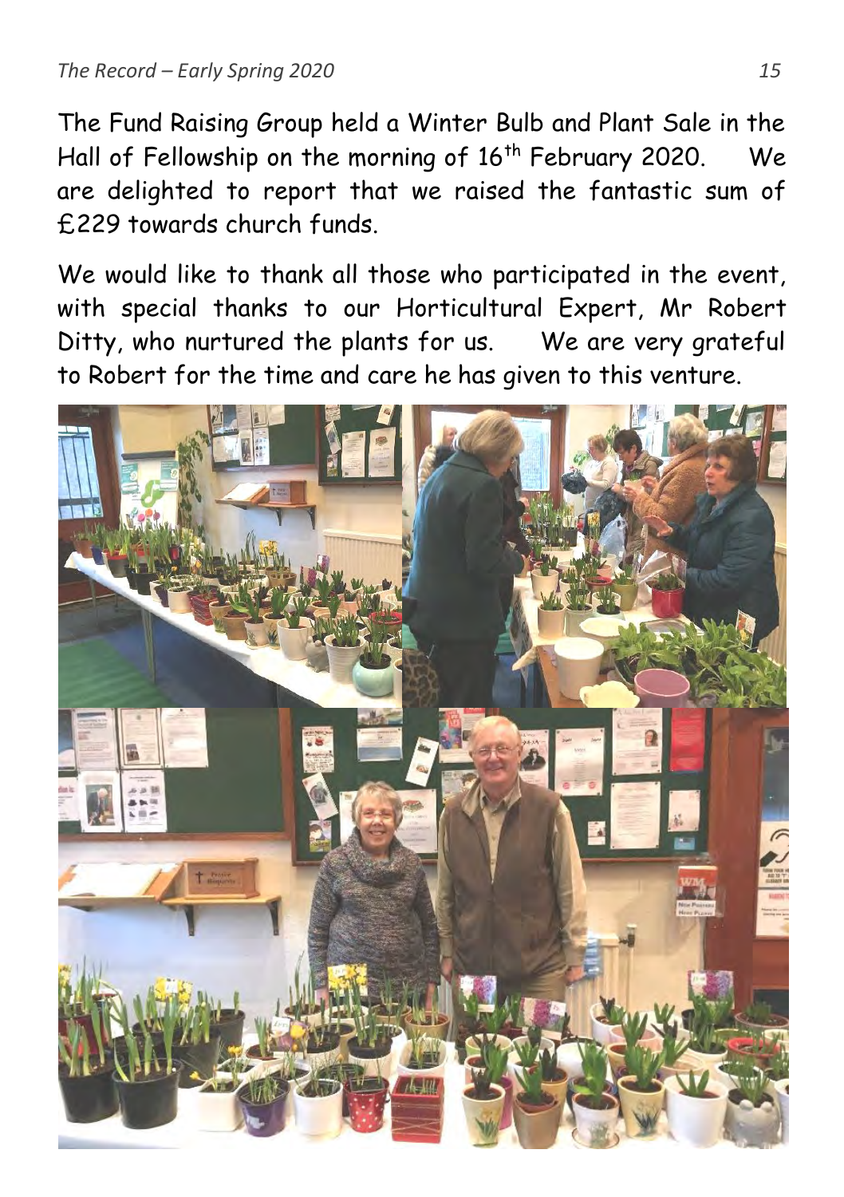The Fund Raising Group held a Winter Bulb and Plant Sale in the Hall of Fellowship on the morning of 16th February 2020. We are delighted to report that we raised the fantastic sum of £229 towards church funds.

We would like to thank all those who participated in the event, with special thanks to our Horticultural Expert, Mr Robert Ditty, who nurtured the plants for us. We are very grateful to Robert for the time and care he has given to this venture.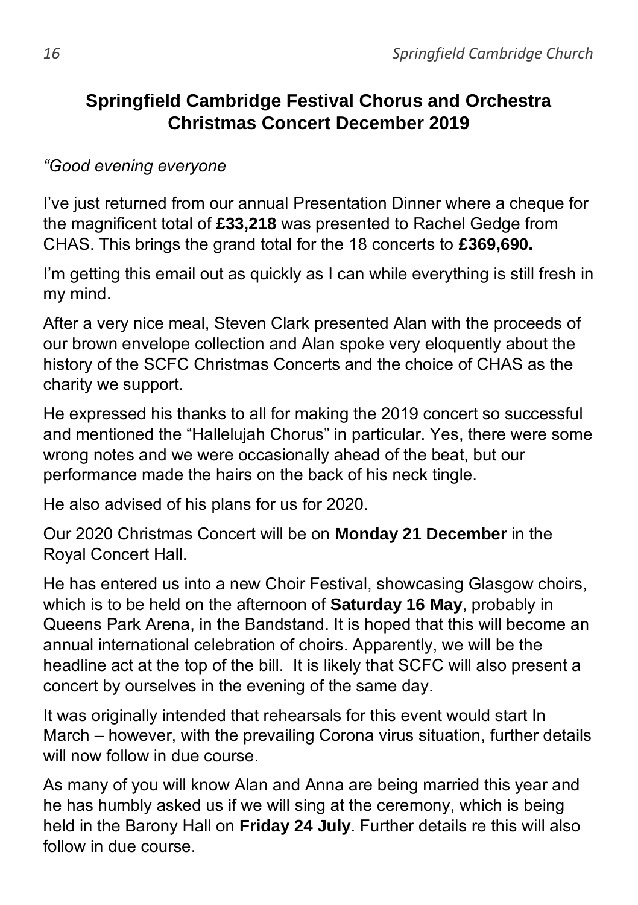## Springfield Cambridge Festival Chorus and Orchestra Christmas Concert December 2019

*"Good evening everyone*

I've just returned from our annual Presentation Dinner where a cheque for the magnificent total of **£33,218** was presented to Rachel Gedge from CHAS. This brings the grand total for the 18 concerts to **£369,690.**

I'm getting this email out as quickly as I can while everything is still fresh in my mind.

After a very nice meal, Steven Clark presented Alan with the proceeds of our brown envelope collection and Alan spoke very eloquently about the history of the SCFC Christmas Concerts and the choice of CHAS as the charity we support.

He expressed his thanks to all for making the 2019 concert so successful and mentioned the "Hallelujah Chorus" in particular. Yes, there were some wrong notes and we were occasionally ahead of the beat, but our performance made the hairs on the back of his neck tingle.

He also advised of his plans for us for 2020.

Our 2020 Christmas Concert will be on **Monday 21 December** in the Royal Concert Hall.

He has entered us into a new Choir Festival, showcasing Glasgow choirs, which is to be held on the afternoon of **Saturday 16 May**, probably in Queens Park Arena, in the Bandstand. It is hoped that this will become an annual international celebration of choirs. Apparently, we will be the headline act at the top of the bill. It is likely that SCFC will also present a concert by ourselves in the evening of the same day.

It was originally intended that rehearsals for this event would start In March – however, with the prevailing Corona virus situation, further details will now follow in due course.

As many of you will know Alan and Anna are being married this year and he has humbly asked us if we will sing at the ceremony, which is being held in the Barony Hall on **Friday 24 July**. Further details re this will also follow in due course.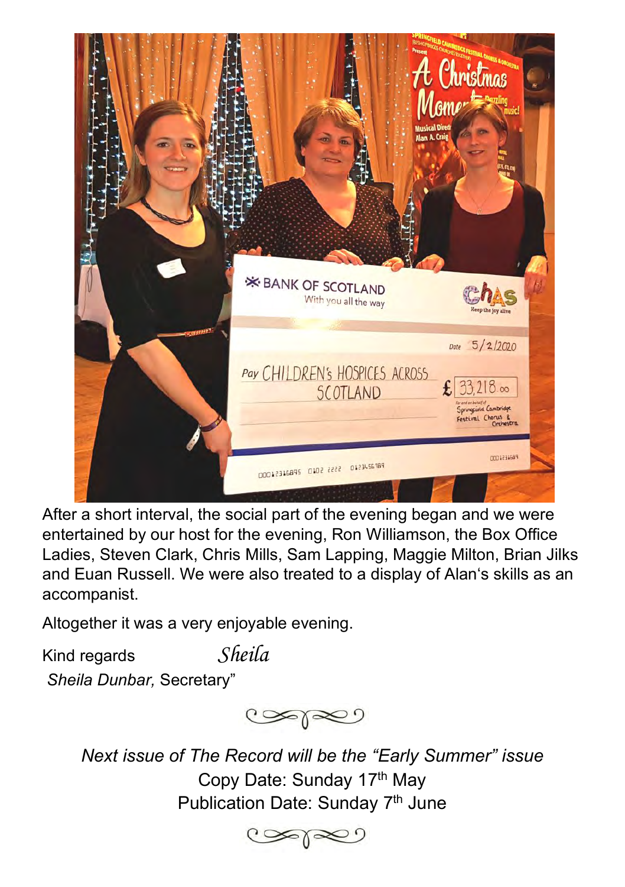After a short interval, the social part of the evening began and we were entertained by our host for the evening, Ron Williamson, the Box Office Ladies, Steven Clark, Chris Mills, Sam Lapping, Maggie Milton, Brian Jilks and Euan Russell. We were also treated to a display of Alan's skills as an accompanist.

Altogether it was a very enjoyable evening.

Kind regards *Sheila*

*Sheila Dunbar,* Secretary"

*Next issue of The Record will be the "Early Summer" issue*

Copy Date: Sunday 17th May

Publication Date: Sunday 7th June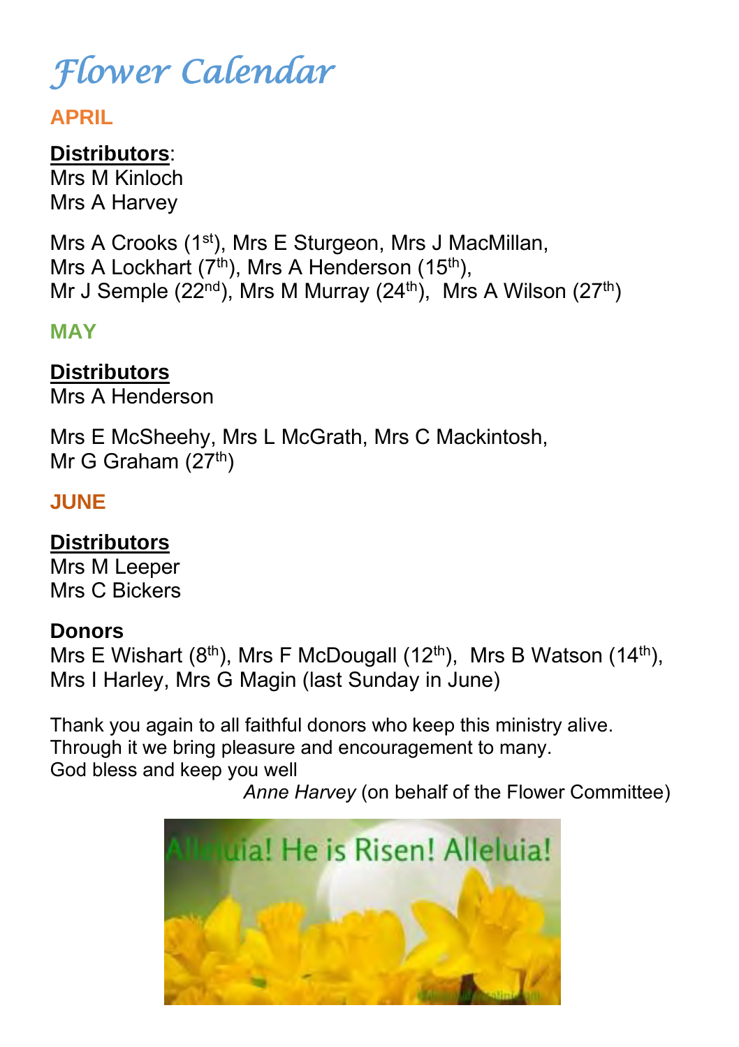# *Flower Calendar*

## APRIL

**Distributors**:
Mrs M Kinloch
Mrs A Harvey

Mrs A Crooks (1st), Mrs E Sturgeon, Mrs J MacMillan,
Mrs A Lockhart (7th), Mrs A Henderson (15th),
Mr J Semple (22nd), Mrs M Murray (24th), Mrs A Wilson (27th)

## MAY

**Distributors**
Mrs A Henderson

Mrs E McSheehy, Mrs L McGrath, Mrs C Mackintosh,
Mr G Graham (27th)

## JUNE

**Distributors**
Mrs M Leeper
Mrs C Bickers

**Donors**
Mrs E Wishart (8th), Mrs F McDougall (12th), Mrs B Watson (14th),
Mrs I Harley, Mrs G Magin (last Sunday in June)

Thank you again to all faithful donors who keep this ministry alive.
Through it we bring pleasure and encouragement to many.
God bless and keep you well

*Anne Harvey* (on behalf of the Flower Committee)